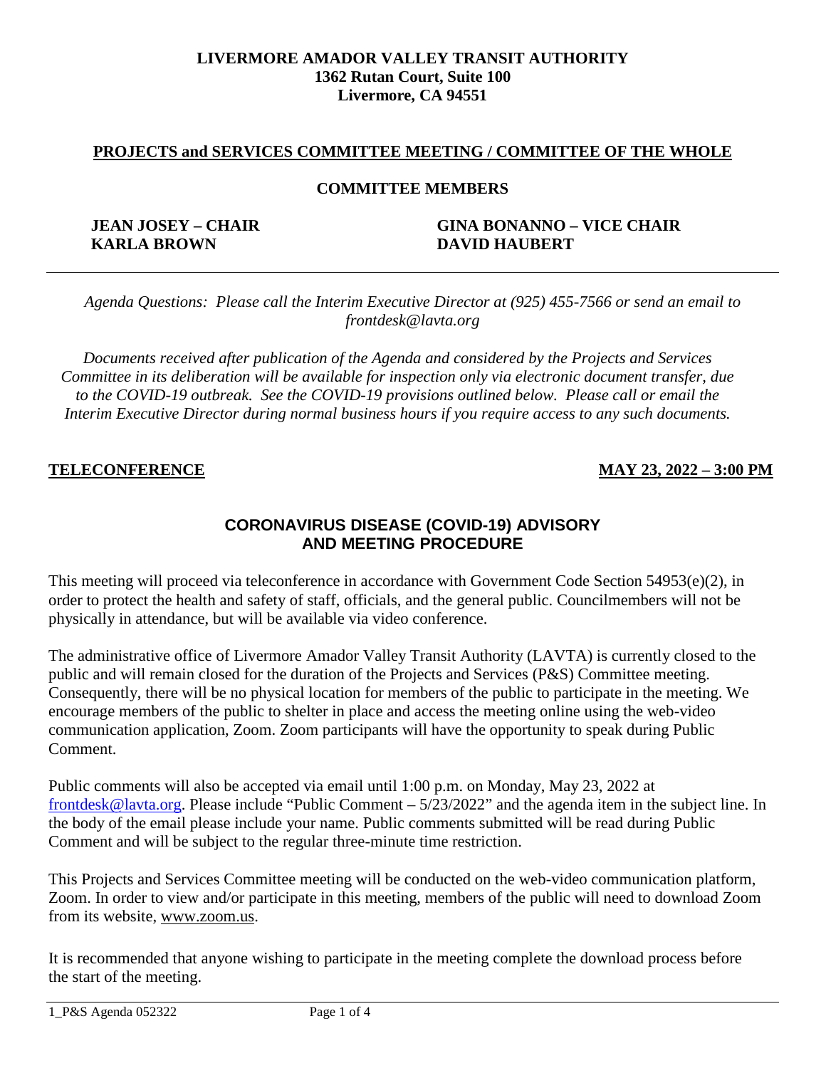**LIVERMORE AMADOR VALLEY TRANSIT AUTHORITY**
**1362 Rutan Court, Suite 100**
**Livermore, CA 94551**

## PROJECTS and SERVICES COMMITTEE MEETING / COMMITTEE OF THE WHOLE

### COMMITTEE MEMBERS

**JEAN JOSEY – CHAIR**
**GINA BONANNO – VICE CHAIR**
**KARLA BROWN**
**DAVID HAUBERT**

---

*Agenda Questions: Please call the Interim Executive Director at (925) 455-7566 or send an email to frontdesk@lavta.org*

*Documents received after publication of the Agenda and considered by the Projects and Services Committee in its deliberation will be available for inspection only via electronic document transfer, due to the COVID-19 outbreak. See the COVID-19 provisions outlined below. Please call or email the Interim Executive Director during normal business hours if you require access to any such documents.*

**TELECONFERENCE** **MAY 23, 2022 – 3:00 PM**

## CORONAVIRUS DISEASE (COVID-19) ADVISORY AND MEETING PROCEDURE

This meeting will proceed via teleconference in accordance with Government Code Section 54953(e)(2), in order to protect the health and safety of staff, officials, and the general public. Councilmembers will not be physically in attendance, but will be available via video conference.

The administrative office of Livermore Amador Valley Transit Authority (LAVTA) is currently closed to the public and will remain closed for the duration of the Projects and Services (P&S) Committee meeting. Consequently, there will be no physical location for members of the public to participate in the meeting. We encourage members of the public to shelter in place and access the meeting online using the web-video communication application, Zoom. Zoom participants will have the opportunity to speak during Public Comment.

Public comments will also be accepted via email until 1:00 p.m. on Monday, May 23, 2022 at frontdesk@lavta.org. Please include "Public Comment – 5/23/2022" and the agenda item in the subject line. In the body of the email please include your name. Public comments submitted will be read during Public Comment and will be subject to the regular three-minute time restriction.

This Projects and Services Committee meeting will be conducted on the web-video communication platform, Zoom. In order to view and/or participate in this meeting, members of the public will need to download Zoom from its website, www.zoom.us.

It is recommended that anyone wishing to participate in the meeting complete the download process before the start of the meeting.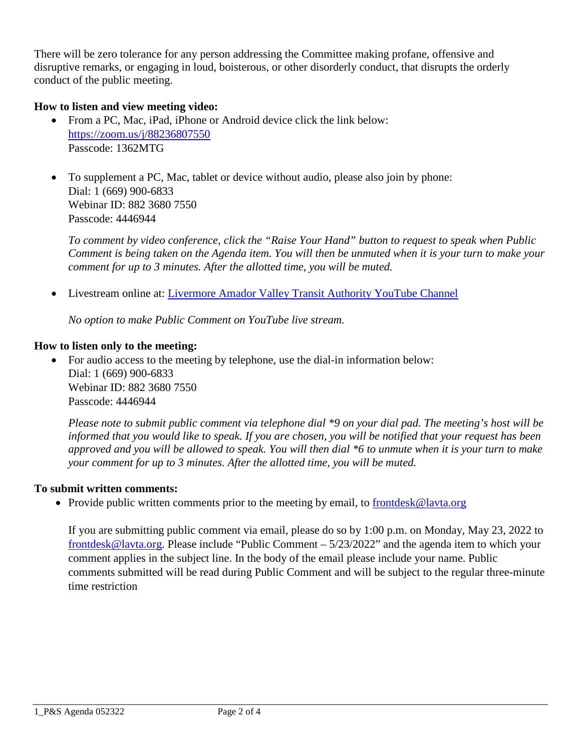There will be zero tolerance for any person addressing the Committee making profane, offensive and disruptive remarks, or engaging in loud, boisterous, or other disorderly conduct, that disrupts the orderly conduct of the public meeting.

**How to listen and view meeting video:**

- From a PC, Mac, iPad, iPhone or Android device click the link below:
  [https://zoom.us/j/88236807550](https://zoom.us/j/88236807550)
  Passcode: 1362MTG

- To supplement a PC, Mac, tablet or device without audio, please also join by phone:
  Dial: 1 (669) 900-6833
  Webinar ID: 882 3680 7550
  Passcode: 4446944

  *To comment by video conference, click the "Raise Your Hand" button to request to speak when Public Comment is being taken on the Agenda item. You will then be unmuted when it is your turn to make your comment for up to 3 minutes. After the allotted time, you will be muted.*

- Livestream online at: Livermore Amador Valley Transit Authority YouTube Channel

  *No option to make Public Comment on YouTube live stream.*

**How to listen only to the meeting:**

- For audio access to the meeting by telephone, use the dial-in information below:
  Dial: 1 (669) 900-6833
  Webinar ID: 882 3680 7550
  Passcode: 4446944

  *Please note to submit public comment via telephone dial *9 on your dial pad. The meeting's host will be informed that you would like to speak. If you are chosen, you will be notified that your request has been approved and you will be allowed to speak. You will then dial *6 to unmute when it is your turn to make your comment for up to 3 minutes. After the allotted time, you will be muted.*

**To submit written comments:**

- Provide public written comments prior to the meeting by email, to frontdesk@lavta.org

  If you are submitting public comment via email, please do so by 1:00 p.m. on Monday, May 23, 2022 to frontdesk@lavta.org. Please include "Public Comment – 5/23/2022" and the agenda item to which your comment applies in the subject line. In the body of the email please include your name. Public comments submitted will be read during Public Comment and will be subject to the regular three-minute time restriction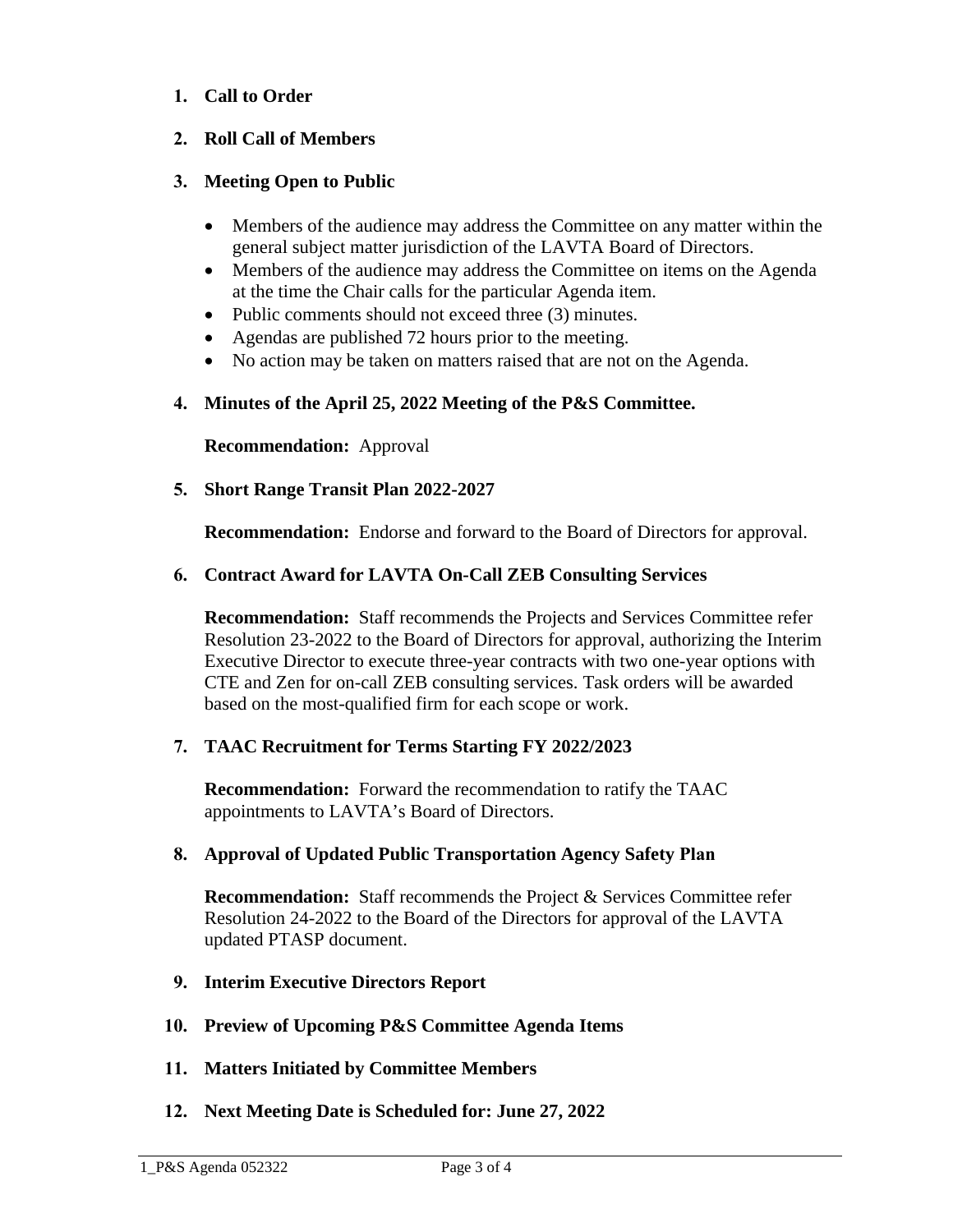1. **Call to Order**

2. **Roll Call of Members**

3. **Meeting Open to Public**

   - Members of the audience may address the Committee on any matter within the general subject matter jurisdiction of the LAVTA Board of Directors.
   - Members of the audience may address the Committee on items on the Agenda at the time the Chair calls for the particular Agenda item.
   - Public comments should not exceed three (3) minutes.
   - Agendas are published 72 hours prior to the meeting.
   - No action may be taken on matters raised that are not on the Agenda.

4. **Minutes of the April 25, 2022 Meeting of the P&S Committee.**

   **Recommendation:** Approval

5. **Short Range Transit Plan 2022-2027**

   **Recommendation:** Endorse and forward to the Board of Directors for approval.

6. **Contract Award for LAVTA On-Call ZEB Consulting Services**

   **Recommendation:** Staff recommends the Projects and Services Committee refer Resolution 23-2022 to the Board of Directors for approval, authorizing the Interim Executive Director to execute three-year contracts with two one-year options with CTE and Zen for on-call ZEB consulting services. Task orders will be awarded based on the most-qualified firm for each scope or work.

7. **TAAC Recruitment for Terms Starting FY 2022/2023**

   **Recommendation:** Forward the recommendation to ratify the TAAC appointments to LAVTA's Board of Directors.

8. **Approval of Updated Public Transportation Agency Safety Plan**

   **Recommendation:** Staff recommends the Project & Services Committee refer Resolution 24-2022 to the Board of the Directors for approval of the LAVTA updated PTASP document.

9. **Interim Executive Directors Report**

10. **Preview of Upcoming P&S Committee Agenda Items**

11. **Matters Initiated by Committee Members**

12. **Next Meeting Date is Scheduled for: June 27, 2022**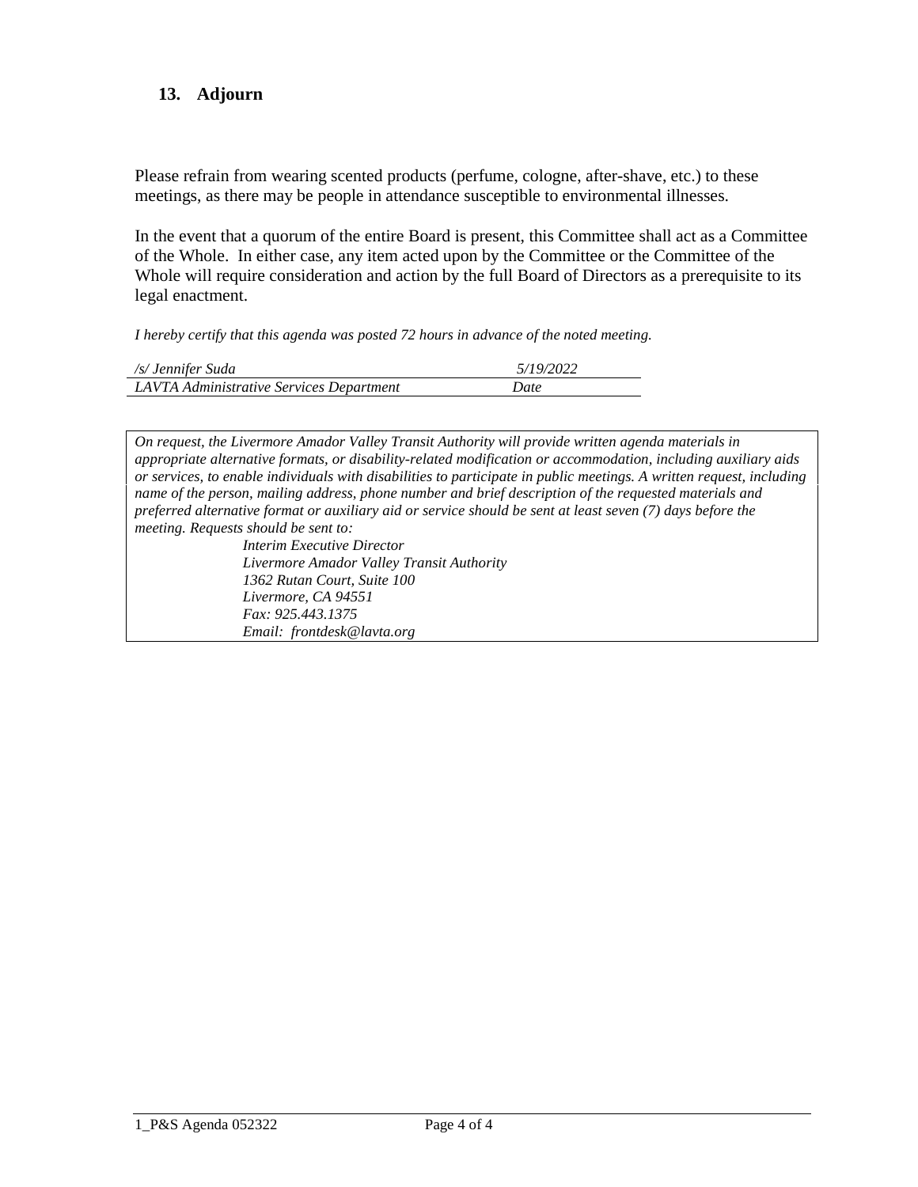## 13. Adjourn

Please refrain from wearing scented products (perfume, cologne, after-shave, etc.) to these meetings, as there may be people in attendance susceptible to environmental illnesses.

In the event that a quorum of the entire Board is present, this Committee shall act as a Committee of the Whole. In either case, any item acted upon by the Committee or the Committee of the Whole will require consideration and action by the full Board of Directors as a prerequisite to its legal enactment.

*I hereby certify that this agenda was posted 72 hours in advance of the noted meeting.*

| | |
|---|---|
| */s/ Jennifer Suda* | *5/19/2022* |
| *LAVTA Administrative Services Department* | *Date* |

*On request, the Livermore Amador Valley Transit Authority will provide written agenda materials in appropriate alternative formats, or disability-related modification or accommodation, including auxiliary aids or services, to enable individuals with disabilities to participate in public meetings. A written request, including name of the person, mailing address, phone number and brief description of the requested materials and preferred alternative format or auxiliary aid or service should be sent at least seven (7) days before the meeting. Requests should be sent to:*

*Interim Executive Director*
*Livermore Amador Valley Transit Authority*
*1362 Rutan Court, Suite 100*
*Livermore, CA 94551*
*Fax: 925.443.1375*
*Email: frontdesk@lavta.org*